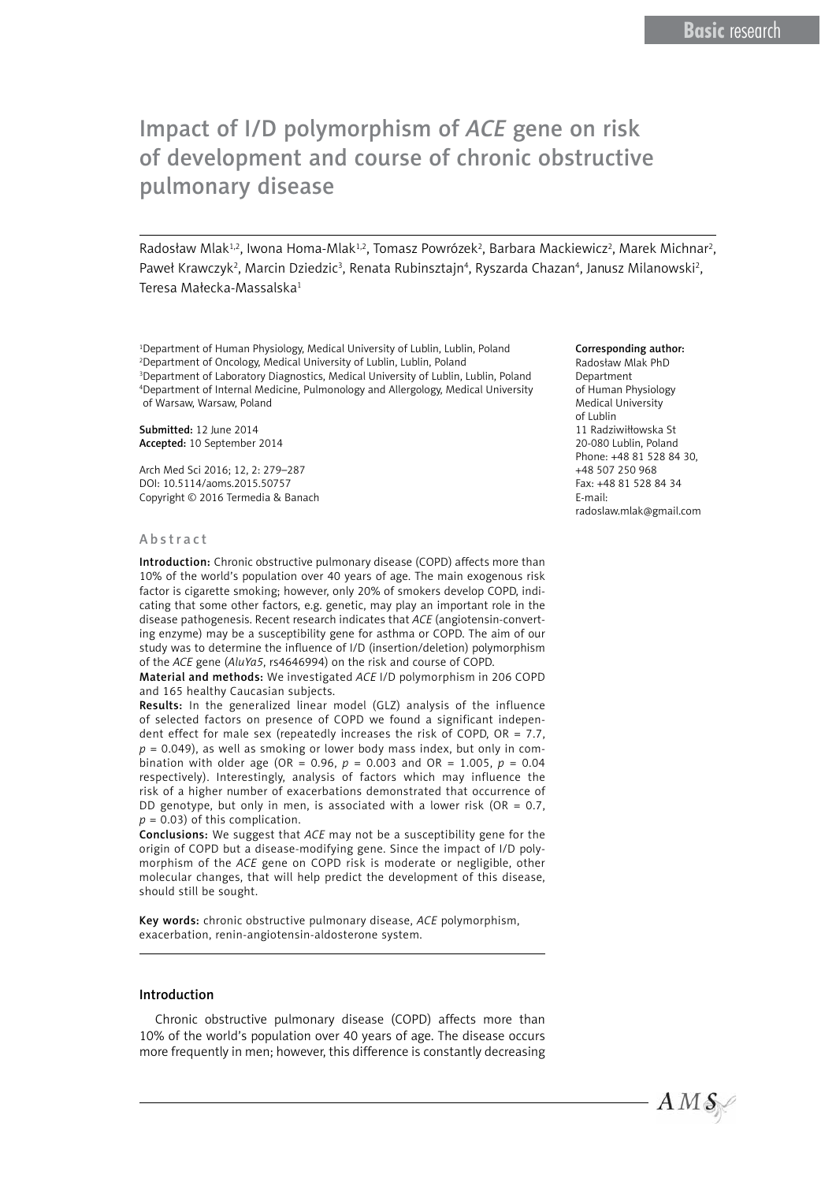Basic research

# Impact of I/D polymorphism of *ACE* gene on risk of development and course of chronic obstructive pulmonary disease

Radosław Mlak[1,2], Iwona Homa-Mlak[1,2], Tomasz Powrózek[2], Barbara Mackiewicz[2], Marek Michnar[2], Paweł Krawczyk[2], Marcin Dziedzic[3], Renata Rubinsztajn[4], Ryszarda Chazan[4], Janusz Milanowski[2], Teresa Małecka-Massalska[1]

[1]Department of Human Physiology, Medical University of Lublin, Lublin, Poland
[2]Department of Oncology, Medical University of Lublin, Lublin, Poland
[3]Department of Laboratory Diagnostics, Medical University of Lublin, Lublin, Poland
[4]Department of Internal Medicine, Pulmonology and Allergology, Medical University of Warsaw, Warsaw, Poland

**Submitted:** 12 June 2014
**Accepted:** 10 September 2014

Arch Med Sci 2016; 12, 2: 279–287
DOI: 10.5114/aoms.2015.50757
Copyright © 2016 Termedia & Banach

**Corresponding author:**
Radosław Mlak PhD
Department
of Human Physiology
Medical University
of Lublin
11 Radziwiłłowska St
20-080 Lublin, Poland
Phone: +48 81 528 84 30,
+48 507 250 968
Fax: +48 81 528 84 34
E-mail:
radoslaw.mlak@gmail.com

## Abstract

**Introduction:** Chronic obstructive pulmonary disease (COPD) affects more than 10% of the world's population over 40 years of age. The main exogenous risk factor is cigarette smoking; however, only 20% of smokers develop COPD, indicating that some other factors, e.g. genetic, may play an important role in the disease pathogenesis. Recent research indicates that *ACE* (angiotensin-converting enzyme) may be a susceptibility gene for asthma or COPD. The aim of our study was to determine the influence of I/D (insertion/deletion) polymorphism of the *ACE* gene (*AluYa5*, rs4646994) on the risk and course of COPD.

**Material and methods:** We investigated *ACE* I/D polymorphism in 206 COPD and 165 healthy Caucasian subjects.

**Results:** In the generalized linear model (GLZ) analysis of the influence of selected factors on presence of COPD we found a significant independent effect for male sex (repeatedly increases the risk of COPD, OR = 7.7, $p = 0.049$), as well as smoking or lower body mass index, but only in combination with older age (OR = 0.96, $p = 0.003$ and OR = 1.005, $p = 0.04$ respectively). Interestingly, analysis of factors which may influence the risk of a higher number of exacerbations demonstrated that occurrence of DD genotype, but only in men, is associated with a lower risk (OR = 0.7, $p = 0.03$) of this complication.

**Conclusions:** We suggest that *ACE* may not be a susceptibility gene for the origin of COPD but a disease-modifying gene. Since the impact of I/D polymorphism of the *ACE* gene on COPD risk is moderate or negligible, other molecular changes, that will help predict the development of this disease, should still be sought.

**Key words:** chronic obstructive pulmonary disease, *ACE* polymorphism, exacerbation, renin-angiotensin-aldosterone system.

## Introduction

Chronic obstructive pulmonary disease (COPD) affects more than 10% of the world's population over 40 years of age. The disease occurs more frequently in men; however, this difference is constantly decreasing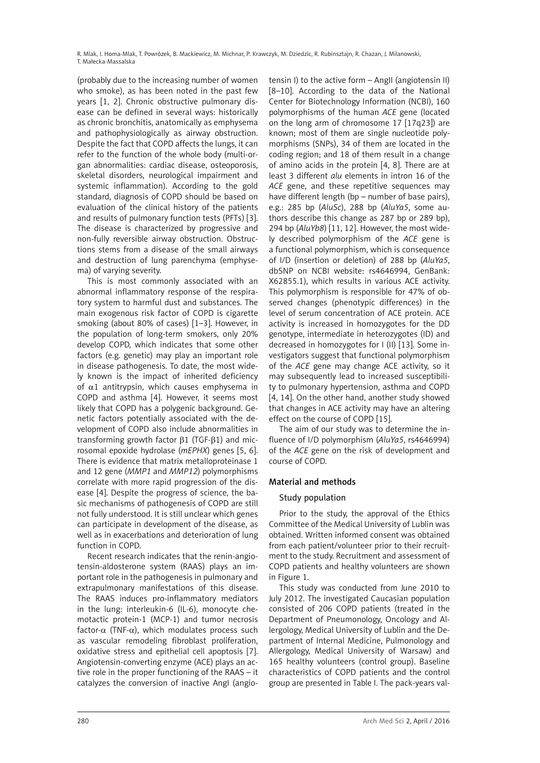(probably due to the increasing number of women who smoke), as has been noted in the past few years [1, 2]. Chronic obstructive pulmonary disease can be defined in several ways: historically as chronic bronchitis, anatomically as emphysema and pathophysiologically as airway obstruction. Despite the fact that COPD affects the lungs, it can refer to the function of the whole body (multi-organ abnormalities: cardiac disease, osteoporosis, skeletal disorders, neurological impairment and systemic inflammation). According to the gold standard, diagnosis of COPD should be based on evaluation of the clinical history of the patients and results of pulmonary function tests (PFTs) [3]. The disease is characterized by progressive and non-fully reversible airway obstruction. Obstructions stems from a disease of the small airways and destruction of lung parenchyma (emphysema) of varying severity.

This is most commonly associated with an abnormal inflammatory response of the respiratory system to harmful dust and substances. The main exogenous risk factor of COPD is cigarette smoking (about 80% of cases) [1–3]. However, in the population of long-term smokers, only 20% develop COPD, which indicates that some other factors (e.g. genetic) may play an important role in disease pathogenesis. To date, the most widely known is the impact of inherited deficiency of $\alpha$1 antitrypsin, which causes emphysema in COPD and asthma [4]. However, it seems most likely that COPD has a polygenic background. Genetic factors potentially associated with the development of COPD also include abnormalities in transforming growth factor $\beta$1 (TGF-$\beta$1) and microsomal epoxide hydrolase (*mEPHX*) genes [5, 6]. There is evidence that matrix metalloproteinase 1 and 12 gene (*MMP1* and *MMP12*) polymorphisms correlate with more rapid progression of the disease [4]. Despite the progress of science, the basic mechanisms of pathogenesis of COPD are still not fully understood. It is still unclear which genes can participate in development of the disease, as well as in exacerbations and deterioration of lung function in COPD.

Recent research indicates that the renin-angiotensin-aldosterone system (RAAS) plays an important role in the pathogenesis in pulmonary and extrapulmonary manifestations of this disease. The RAAS induces pro-inflammatory mediators in the lung: interleukin-6 (IL-6), monocyte chemotactic protein-1 (MCP-1) and tumor necrosis factor-$\alpha$ (TNF-$\alpha$), which modulates process such as vascular remodeling fibroblast proliferation, oxidative stress and epithelial cell apoptosis [7]. Angiotensin-converting enzyme (ACE) plays an active role in the proper functioning of the RAAS – it catalyzes the conversion of inactive AngI (angiotensin I) to the active form – AngII (angiotensin II) [8–10]. According to the data of the National Center for Biotechnology Information (NCBI), 160 polymorphisms of the human *ACE* gene (located on the long arm of chromosome 17 [17q23]) are known; most of them are single nucleotide polymorphisms (SNPs), 34 of them are located in the coding region; and 18 of them result in a change of amino acids in the protein [4, 8]. There are at least 3 different *alu* elements in intron 16 of the *ACE* gene, and these repetitive sequences may have different length (bp – number of base pairs), e.g.: 285 bp (*AluSc*), 288 bp (*AluYa5*, some authors describe this change as 287 bp or 289 bp), 294 bp (*AluYb8*) [11, 12]. However, the most widely described polymorphism of the *ACE* gene is a functional polymorphism, which is consequence of I/D (insertion or deletion) of 288 bp (*AluYa5*, dbSNP on NCBI website: rs4646994, GenBank: X62855.1), which results in various ACE activity. This polymorphism is responsible for 47% of observed changes (phenotypic differences) in the level of serum concentration of ACE protein. ACE activity is increased in homozygotes for the DD genotype, intermediate in heterozygotes (ID) and decreased in homozygotes for I (II) [13]. Some investigators suggest that functional polymorphism of the *ACE* gene may change ACE activity, so it may subsequently lead to increased susceptibility to pulmonary hypertension, asthma and COPD [4, 14]. On the other hand, another study showed that changes in ACE activity may have an altering effect on the course of COPD [15].

The aim of our study was to determine the influence of I/D polymorphism (*AluYa5*, rs4646994) of the *ACE* gene on the risk of development and course of COPD.

## Material and methods

### Study population

Prior to the study, the approval of the Ethics Committee of the Medical University of Lublin was obtained. Written informed consent was obtained from each patient/volunteer prior to their recruitment to the study. Recruitment and assessment of COPD patients and healthy volunteers are shown in Figure 1.

This study was conducted from June 2010 to July 2012. The investigated Caucasian population consisted of 206 COPD patients (treated in the Department of Pneumonology, Oncology and Allergology, Medical University of Lublin and the Department of Internal Medicine, Pulmonology and Allergology, Medical University of Warsaw) and 165 healthy volunteers (control group). Baseline characteristics of COPD patients and the control group are presented in Table I. The pack-years val-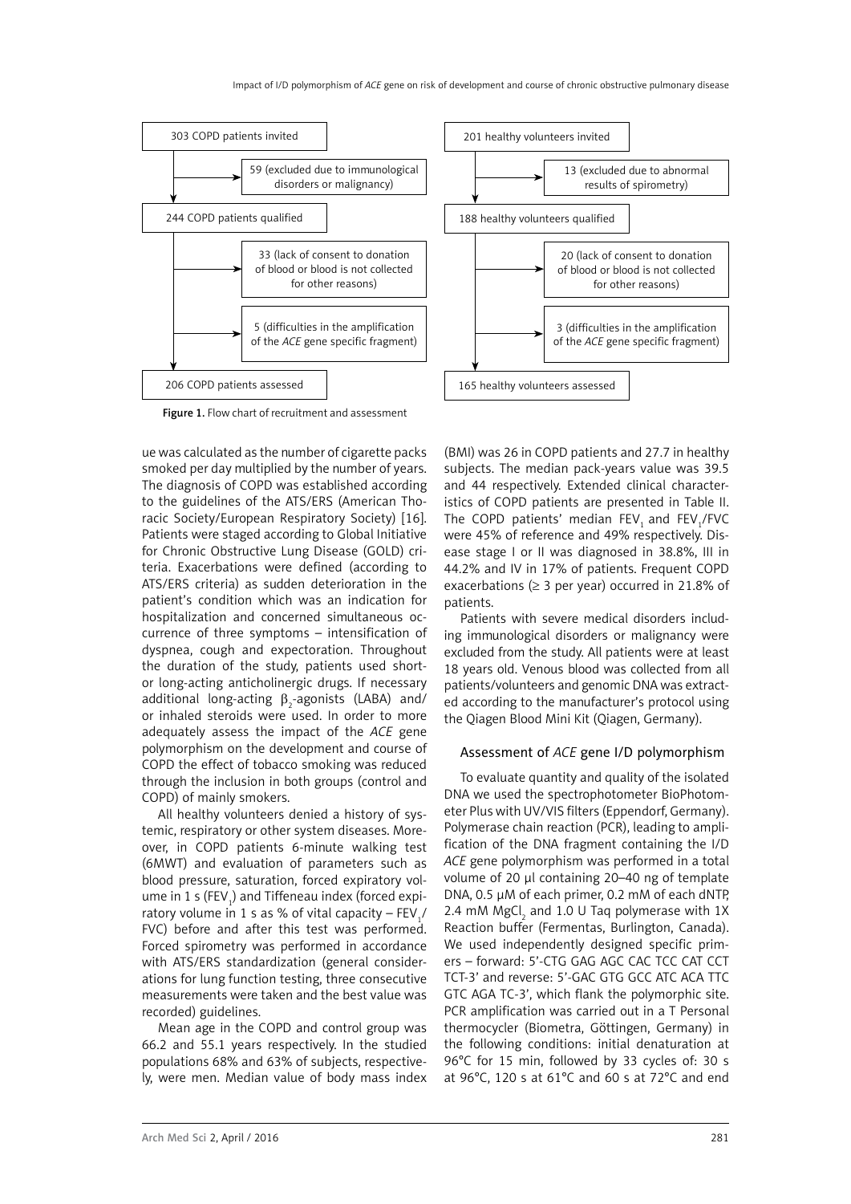303 COPD patients invited

→ 59 (excluded due to immunological disorders or malignancy)

244 COPD patients qualified

→ 33 (lack of consent to donation of blood or blood is not collected for other reasons)

→ 5 (difficulties in the amplification of the *ACE* gene specific fragment)

206 COPD patients assessed

201 healthy volunteers invited

→ 13 (excluded due to abnormal results of spirometry)

188 healthy volunteers qualified

→ 20 (lack of consent to donation of blood or blood is not collected for other reasons)

→ 3 (difficulties in the amplification of the *ACE* gene specific fragment)

165 healthy volunteers assessed

**Figure 1.** Flow chart of recruitment and assessment

ue was calculated as the number of cigarette packs smoked per day multiplied by the number of years. The diagnosis of COPD was established according to the guidelines of the ATS/ERS (American Thoracic Society/European Respiratory Society) [16]. Patients were staged according to Global Initiative for Chronic Obstructive Lung Disease (GOLD) criteria. Exacerbations were defined (according to ATS/ERS criteria) as sudden deterioration in the patient's condition which was an indication for hospitalization and concerned simultaneous occurrence of three symptoms – intensification of dyspnea, cough and expectoration. Throughout the duration of the study, patients used short- or long-acting anticholinergic drugs. If necessary additional long-acting $\beta_2$-agonists (LABA) and/or inhaled steroids were used. In order to more adequately assess the impact of the *ACE* gene polymorphism on the development and course of COPD the effect of tobacco smoking was reduced through the inclusion in both groups (control and COPD) of mainly smokers.

All healthy volunteers denied a history of systemic, respiratory or other system diseases. Moreover, in COPD patients 6-minute walking test (6MWT) and evaluation of parameters such as blood pressure, saturation, forced expiratory volume in 1 s ($FEV_1$) and Tiffeneau index (forced expiratory volume in 1 s as % of vital capacity – $FEV_1$/FVC) before and after this test was performed. Forced spirometry was performed in accordance with ATS/ERS standardization (general considerations for lung function testing, three consecutive measurements were taken and the best value was recorded) guidelines.

Mean age in the COPD and control group was 66.2 and 55.1 years respectively. In the studied populations 68% and 63% of subjects, respectively, were men. Median value of body mass index (BMI) was 26 in COPD patients and 27.7 in healthy subjects. The median pack-years value was 39.5 and 44 respectively. Extended clinical characteristics of COPD patients are presented in Table II. The COPD patients' median $FEV_1$ and $FEV_1$/FVC were 45% of reference and 49% respectively. Disease stage I or II was diagnosed in 38.8%, III in 44.2% and IV in 17% of patients. Frequent COPD exacerbations (≥ 3 per year) occurred in 21.8% of patients.

Patients with severe medical disorders including immunological disorders or malignancy were excluded from the study. All patients were at least 18 years old. Venous blood was collected from all patients/volunteers and genomic DNA was extracted according to the manufacturer's protocol using the Qiagen Blood Mini Kit (Qiagen, Germany).

## Assessment of *ACE* gene I/D polymorphism

To evaluate quantity and quality of the isolated DNA we used the spectrophotometer BioPhotometer Plus with UV/VIS filters (Eppendorf, Germany). Polymerase chain reaction (PCR), leading to amplification of the DNA fragment containing the I/D *ACE* gene polymorphism was performed in a total volume of 20 μl containing 20–40 ng of template DNA, 0.5 μM of each primer, 0.2 mM of each dNTP, 2.4 mM $MgCl_2$ and 1.0 U Taq polymerase with 1X Reaction buffer (Fermentas, Burlington, Canada). We used independently designed specific primers – forward: 5'-CTG GAG AGC CAC TCC CAT CCT TCT-3' and reverse: 5'-GAC GTG GCC ATC ACA TTC GTC AGA TC-3', which flank the polymorphic site. PCR amplification was carried out in a T Personal thermocycler (Biometra, Göttingen, Germany) in the following conditions: initial denaturation at 96°C for 15 min, followed by 33 cycles of: 30 s at 96°C, 120 s at 61°C and 60 s at 72°C and end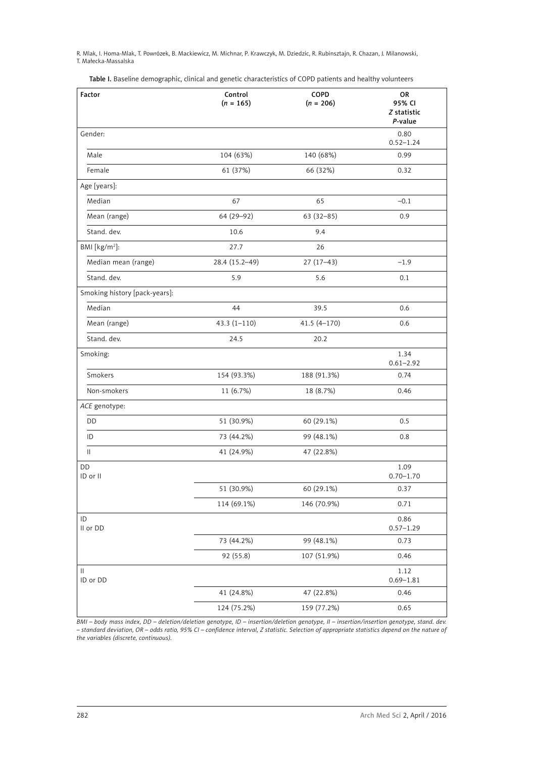**Table I.** Baseline demographic, clinical and genetic characteristics of COPD patients and healthy volunteers

| Factor | Control ($n$ = 165) | COPD ($n$ = 206) | OR 95% CI *Z* statistic *P*-value |
|---|---|---|---|
| Gender: | | | 0.80 0.52–1.24 |
| Male | 104 (63%) | 140 (68%) | 0.99 |
| Female | 61 (37%) | 66 (32%) | 0.32 |
| Age [years]: | | | |
| Median | 67 | 65 | –0.1 |
| Mean (range) | 64 (29–92) | 63 (32–85) | 0.9 |
| Stand. dev. | 10.6 | 9.4 | |
| BMI [kg/m$^2$]: | 27.7 | 26 | |
| Median mean (range) | 28.4 (15.2–49) | 27 (17–43) | –1.9 |
| Stand. dev. | 5.9 | 5.6 | 0.1 |
| Smoking history [pack-years]: | | | |
| Median | 44 | 39.5 | 0.6 |
| Mean (range) | 43.3 (1–110) | 41.5 (4–170) | 0.6 |
| Stand. dev. | 24.5 | 20.2 | |
| Smoking: | | | 1.34 0.61–2.92 |
| Smokers | 154 (93.3%) | 188 (91.3%) | 0.74 |
| Non-smokers | 11 (6.7%) | 18 (8.7%) | 0.46 |
| *ACE* genotype: | | | |
| DD | 51 (30.9%) | 60 (29.1%) | 0.5 |
| ID | 73 (44.2%) | 99 (48.1%) | 0.8 |
| II | 41 (24.9%) | 47 (22.8%) | |
| DD ID or II | | | 1.09 0.70–1.70 |
| | 51 (30.9%) | 60 (29.1%) | 0.37 |
| | 114 (69.1%) | 146 (70.9%) | 0.71 |
| ID II or DD | | | 0.86 0.57–1.29 |
| | 73 (44.2%) | 99 (48.1%) | 0.73 |
| | 92 (55.8) | 107 (51.9%) | 0.46 |
| II ID or DD | | | 1.12 0.69–1.81 |
| | 41 (24.8%) | 47 (22.8%) | 0.46 |
| | 124 (75.2%) | 159 (77.2%) | 0.65 |

*BMI – body mass index, DD – deletion/deletion genotype, ID – insertion/deletion genotype, II – insertion/insertion genotype, stand. dev. – standard deviation, OR – odds ratio, 95% CI – confidence interval, Z statistic. Selection of appropriate statistics depend on the nature of the variables (discrete, continuous).*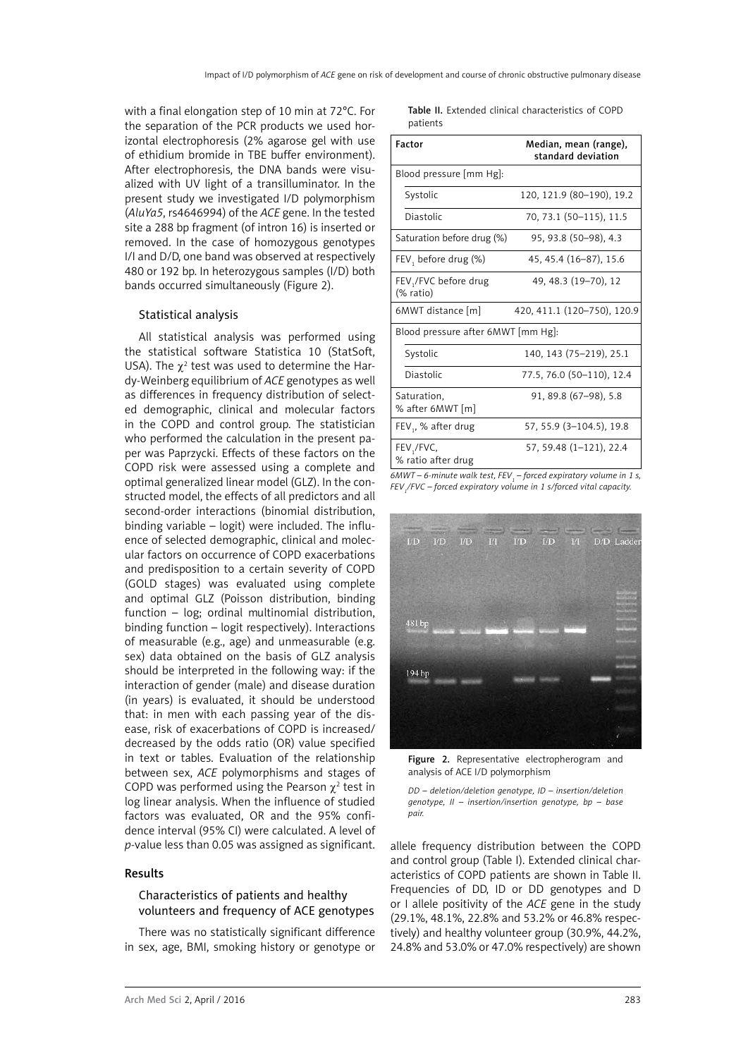with a final elongation step of 10 min at 72°C. For the separation of the PCR products we used horizontal electrophoresis (2% agarose gel with use of ethidium bromide in TBE buffer environment). After electrophoresis, the DNA bands were visualized with UV light of a transilluminator. In the present study we investigated I/D polymorphism (*AluYa5*, rs4646994) of the *ACE* gene. In the tested site a 288 bp fragment (of intron 16) is inserted or removed. In the case of homozygous genotypes I/I and D/D, one band was observed at respectively 480 or 192 bp. In heterozygous samples (I/D) both bands occurred simultaneously (Figure 2).

### Statistical analysis

All statistical analysis was performed using the statistical software Statistica 10 (StatSoft, USA). The $\chi^2$ test was used to determine the Hardy-Weinberg equilibrium of *ACE* genotypes as well as differences in frequency distribution of selected demographic, clinical and molecular factors in the COPD and control group. The statistician who performed the calculation in the present paper was Paprzycki. Effects of these factors on the COPD risk were assessed using a complete and optimal generalized linear model (GLZ). In the constructed model, the effects of all predictors and all second-order interactions (binomial distribution, binding variable – logit) were included. The influence of selected demographic, clinical and molecular factors on occurrence of COPD exacerbations and predisposition to a certain severity of COPD (GOLD stages) was evaluated using complete and optimal GLZ (Poisson distribution, binding function – log; ordinal multinomial distribution, binding function – logit respectively). Interactions of measurable (e.g., age) and unmeasurable (e.g. sex) data obtained on the basis of GLZ analysis should be interpreted in the following way: if the interaction of gender (male) and disease duration (in years) is evaluated, it should be understood that: in men with each passing year of the disease, risk of exacerbations of COPD is increased/decreased by the odds ratio (OR) value specified in text or tables. Evaluation of the relationship between sex, *ACE* polymorphisms and stages of COPD was performed using the Pearson $\chi^2$ test in log linear analysis. When the influence of studied factors was evaluated, OR and the 95% confidence interval (95% CI) were calculated. A level of *p*-value less than 0.05 was assigned as significant.

## Results

### Characteristics of patients and healthy volunteers and frequency of ACE genotypes

There was no statistically significant difference in sex, age, BMI, smoking history or genotype or allele frequency distribution between the COPD and control group (Table I). Extended clinical characteristics of COPD patients are shown in Table II. Frequencies of DD, ID or DD genotypes and D or I allele positivity of the *ACE* gene in the study (29.1%, 48.1%, 22.8% and 53.2% or 46.8% respectively) and healthy volunteer group (30.9%, 44.2%, 24.8% and 53.0% or 47.0% respectively) are shown

**Table II.** Extended clinical characteristics of COPD patients

| Factor | Median, mean (range), standard deviation |
|---|---|
| Blood pressure [mm Hg]: | |
| Systolic | 120, 121.9 (80–190), 19.2 |
| Diastolic | 70, 73.1 (50–115), 11.5 |
| Saturation before drug (%) | 95, 93.8 (50–98), 4.3 |
| $FEV_1$ before drug (%) | 45, 45.4 (16–87), 15.6 |
| $FEV_1$/FVC before drug (% ratio) | 49, 48.3 (19–70), 12 |
| 6MWT distance [m] | 420, 411.1 (120–750), 120.9 |
| Blood pressure after 6MWT [mm Hg]: | |
| Systolic | 140, 143 (75–219), 25.1 |
| Diastolic | 77.5, 76.0 (50–110), 12.4 |
| Saturation, % after 6MWT [m] | 91, 89.8 (67–98), 5.8 |
| $FEV_1$, % after drug | 57, 55.9 (3–104.5), 19.8 |
| $FEV_1$/FVC, % ratio after drug | 57, 59.48 (1–121), 22.4 |

*6MWT – 6-minute walk test, $FEV_1$ – forced expiratory volume in 1 s, $FEV_1$/FVC – forced expiratory volume in 1 s/forced vital capacity.*

I/D I/D I/D I/I I/D I/D I/I D/D Ladder

481 bp

194 bp

**Figure 2.** Representative electropherogram and analysis of ACE I/D polymorphism

*DD – deletion/deletion genotype, ID – insertion/deletion genotype, II – insertion/insertion genotype, bp – base pair.*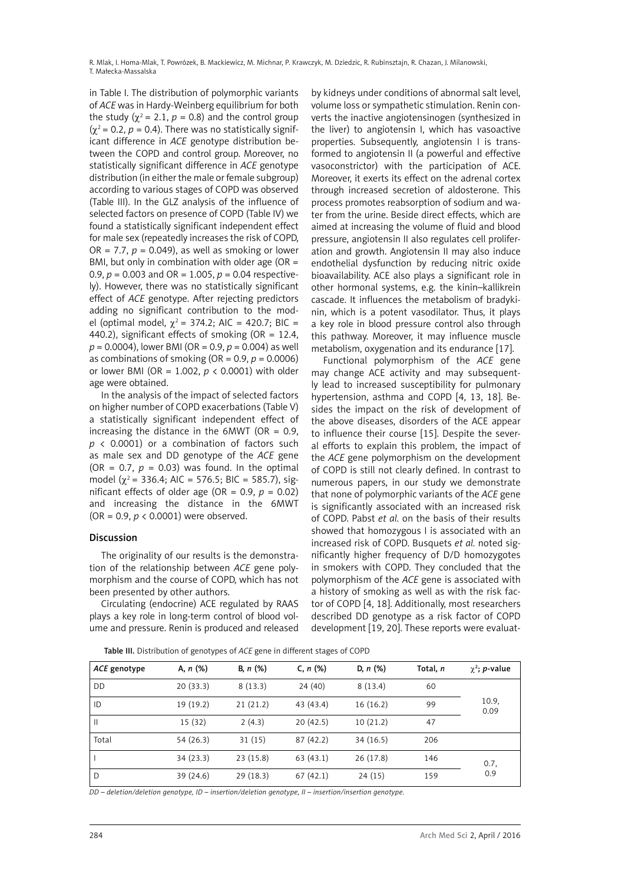in Table I. The distribution of polymorphic variants of *ACE* was in Hardy-Weinberg equilibrium for both the study ($\chi^2$ = 2.1, $p$ = 0.8) and the control group ($\chi^2$ = 0.2, $p$ = 0.4). There was no statistically significant difference in *ACE* genotype distribution between the COPD and control group. Moreover, no statistically significant difference in *ACE* genotype distribution (in either the male or female subgroup) according to various stages of COPD was observed (Table III). In the GLZ analysis of the influence of selected factors on presence of COPD (Table IV) we found a statistically significant independent effect for male sex (repeatedly increases the risk of COPD, OR = 7.7, $p$ = 0.049), as well as smoking or lower BMI, but only in combination with older age (OR = 0.9, $p$ = 0.003 and OR = 1.005, $p$ = 0.04 respectively). However, there was no statistically significant effect of *ACE* genotype. After rejecting predictors adding no significant contribution to the model (optimal model, $\chi^2$ = 374.2; AIC = 420.7; BIC = 440.2), significant effects of smoking (OR = 12.4, $p$ = 0.0004), lower BMI (OR = 0.9, $p$ = 0.004) as well as combinations of smoking (OR = 0.9, $p$ = 0.0006) or lower BMI (OR = 1.002, $p$ < 0.0001) with older age were obtained.

In the analysis of the impact of selected factors on higher number of COPD exacerbations (Table V) a statistically significant independent effect of increasing the distance in the 6MWT (OR = 0.9, $p$ < 0.0001) or a combination of factors such as male sex and DD genotype of the *ACE* gene (OR = 0.7, $p$ = 0.03) was found. In the optimal model ($\chi^2$ = 336.4; AIC = 576.5; BIC = 585.7), significant effects of older age (OR = 0.9, $p$ = 0.02) and increasing the distance in the 6MWT (OR = 0.9, $p$ < 0.0001) were observed.

## Discussion

The originality of our results is the demonstration of the relationship between *ACE* gene polymorphism and the course of COPD, which has not been presented by other authors.

Circulating (endocrine) ACE regulated by RAAS plays a key role in long-term control of blood volume and pressure. Renin is produced and released by kidneys under conditions of abnormal salt level, volume loss or sympathetic stimulation. Renin converts the inactive angiotensinogen (synthesized in the liver) to angiotensin I, which has vasoactive properties. Subsequently, angiotensin I is transformed to angiotensin II (a powerful and effective vasoconstrictor) with the participation of ACE. Moreover, it exerts its effect on the adrenal cortex through increased secretion of aldosterone. This process promotes reabsorption of sodium and water from the urine. Beside direct effects, which are aimed at increasing the volume of fluid and blood pressure, angiotensin II also regulates cell proliferation and growth. Angiotensin II may also induce endothelial dysfunction by reducing nitric oxide bioavailability. ACE also plays a significant role in other hormonal systems, e.g. the kinin–kallikrein cascade. It influences the metabolism of bradykinin, which is a potent vasodilator. Thus, it plays a key role in blood pressure control also through this pathway. Moreover, it may influence muscle metabolism, oxygenation and its endurance [17].

Functional polymorphism of the *ACE* gene may change ACE activity and may subsequently lead to increased susceptibility for pulmonary hypertension, asthma and COPD [4, 13, 18]. Besides the impact on the risk of development of the above diseases, disorders of the ACE appear to influence their course [15]. Despite the several efforts to explain this problem, the impact of the *ACE* gene polymorphism on the development of COPD is still not clearly defined. In contrast to numerous papers, in our study we demonstrate that none of polymorphic variants of the *ACE* gene is significantly associated with an increased risk of COPD. Pabst *et al.* on the basis of their results showed that homozygous I is associated with an increased risk of COPD. Busquets *et al.* noted significantly higher frequency of D/D homozygotes in smokers with COPD. They concluded that the polymorphism of the *ACE* gene is associated with a history of smoking as well as with the risk factor of COPD [4, 18]. Additionally, most researchers described DD genotype as a risk factor of COPD development [19, 20]. These reports were evaluat-

**Table III.** Distribution of genotypes of *ACE* gene in different stages of COPD

| *ACE* genotype | A, *n* (%) | B, *n* (%) | C, *n* (%) | D, *n* (%) | Total, *n* | $\chi^2$; *p*-value |
|---|---|---|---|---|---|---|
| DD | 20 (33.3) | 8 (13.3) | 24 (40) | 8 (13.4) | 60 | 10.9, 0.09 |
| ID | 19 (19.2) | 21 (21.2) | 43 (43.4) | 16 (16.2) | 99 | |
| II | 15 (32) | 2 (4.3) | 20 (42.5) | 10 (21.2) | 47 | |
| Total | 54 (26.3) | 31 (15) | 87 (42.2) | 34 (16.5) | 206 | |
| I | 34 (23.3) | 23 (15.8) | 63 (43.1) | 26 (17.8) | 146 | 0.7, 0.9 |
| D | 39 (24.6) | 29 (18.3) | 67 (42.1) | 24 (15) | 159 | |

*DD – deletion/deletion genotype, ID – insertion/deletion genotype, II – insertion/insertion genotype.*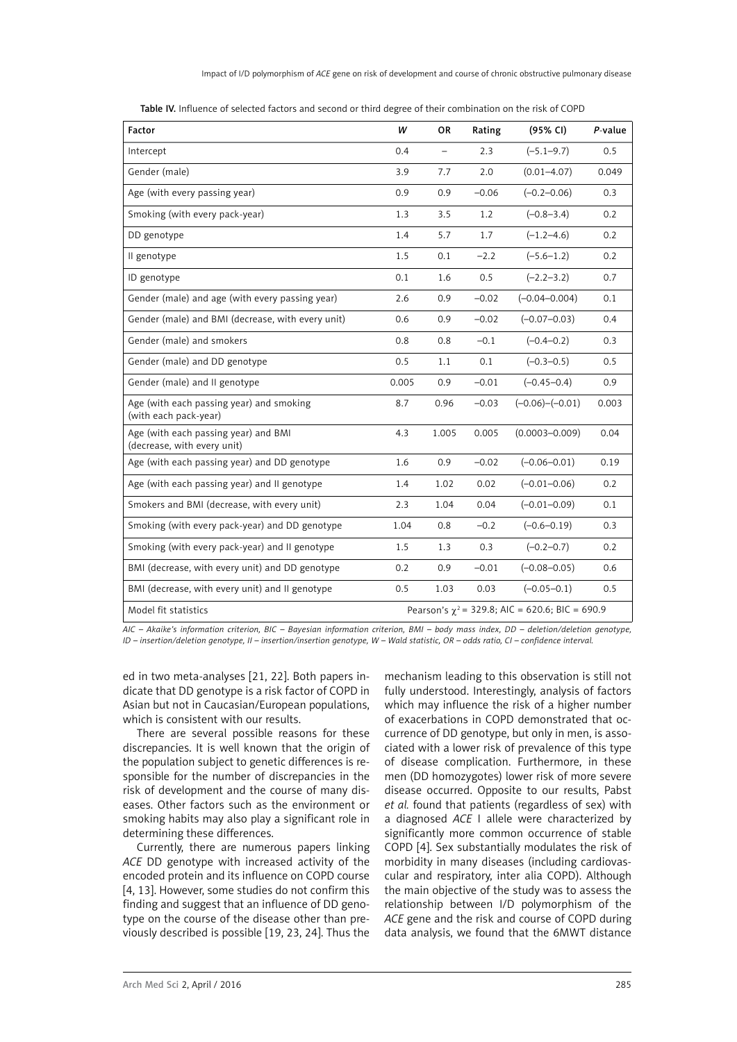Table IV. Influence of selected factors and second or third degree of their combination on the risk of COPD

| Factor | W | OR | Rating | (95% CI) | P-value |
|---|---|---|---|---|---|
| Intercept | 0.4 | – | 2.3 | (–5.1–9.7) | 0.5 |
| Gender (male) | 3.9 | 7.7 | 2.0 | (0.01–4.07) | 0.049 |
| Age (with every passing year) | 0.9 | 0.9 | –0.06 | (–0.2–0.06) | 0.3 |
| Smoking (with every pack-year) | 1.3 | 3.5 | 1.2 | (–0.8–3.4) | 0.2 |
| DD genotype | 1.4 | 5.7 | 1.7 | (–1.2–4.6) | 0.2 |
| II genotype | 1.5 | 0.1 | –2.2 | (–5.6–1.2) | 0.2 |
| ID genotype | 0.1 | 1.6 | 0.5 | (–2.2–3.2) | 0.7 |
| Gender (male) and age (with every passing year) | 2.6 | 0.9 | –0.02 | (–0.04–0.004) | 0.1 |
| Gender (male) and BMI (decrease, with every unit) | 0.6 | 0.9 | –0.02 | (–0.07–0.03) | 0.4 |
| Gender (male) and smokers | 0.8 | 0.8 | –0.1 | (–0.4–0.2) | 0.3 |
| Gender (male) and DD genotype | 0.5 | 1.1 | 0.1 | (–0.3–0.5) | 0.5 |
| Gender (male) and II genotype | 0.005 | 0.9 | –0.01 | (–0.45–0.4) | 0.9 |
| Age (with each passing year) and smoking (with each pack-year) | 8.7 | 0.96 | –0.03 | (–0.06)–(–0.01) | 0.003 |
| Age (with each passing year) and BMI (decrease, with every unit) | 4.3 | 1.005 | 0.005 | (0.0003–0.009) | 0.04 |
| Age (with each passing year) and DD genotype | 1.6 | 0.9 | –0.02 | (–0.06–0.01) | 0.19 |
| Age (with each passing year) and II genotype | 1.4 | 1.02 | 0.02 | (–0.01–0.06) | 0.2 |
| Smokers and BMI (decrease, with every unit) | 2.3 | 1.04 | 0.04 | (–0.01–0.09) | 0.1 |
| Smoking (with every pack-year) and DD genotype | 1.04 | 0.8 | –0.2 | (–0.6–0.19) | 0.3 |
| Smoking (with every pack-year) and II genotype | 1.5 | 1.3 | 0.3 | (–0.2–0.7) | 0.2 |
| BMI (decrease, with every unit) and DD genotype | 0.2 | 0.9 | –0.01 | (–0.08–0.05) | 0.6 |
| BMI (decrease, with every unit) and II genotype | 0.5 | 1.03 | 0.03 | (–0.05–0.1) | 0.5 |
| Model fit statistics | Pearson's $\chi^2$ = 329.8; AIC = 620.6; BIC = 690.9 | | | | |

*AIC – Akaike's information criterion, BIC – Bayesian information criterion, BMI – body mass index, DD – deletion/deletion genotype, ID – insertion/deletion genotype, II – insertion/insertion genotype, W – Wald statistic, OR – odds ratio, CI – confidence interval.*

ed in two meta-analyses [21, 22]. Both papers indicate that DD genotype is a risk factor of COPD in Asian but not in Caucasian/European populations, which is consistent with our results.

There are several possible reasons for these discrepancies. It is well known that the origin of the population subject to genetic differences is responsible for the number of discrepancies in the risk of development and the course of many diseases. Other factors such as the environment or smoking habits may also play a significant role in determining these differences.

Currently, there are numerous papers linking *ACE* DD genotype with increased activity of the encoded protein and its influence on COPD course [4, 13]. However, some studies do not confirm this finding and suggest that an influence of DD genotype on the course of the disease other than previously described is possible [19, 23, 24]. Thus the mechanism leading to this observation is still not fully understood. Interestingly, analysis of factors which may influence the risk of a higher number of exacerbations in COPD demonstrated that occurrence of DD genotype, but only in men, is associated with a lower risk of prevalence of this type of disease complication. Furthermore, in these men (DD homozygotes) lower risk of more severe disease occurred. Opposite to our results, Pabst *et al.* found that patients (regardless of sex) with a diagnosed *ACE* I allele were characterized by significantly more common occurrence of stable COPD [4]. Sex substantially modulates the risk of morbidity in many diseases (including cardiovascular and respiratory, inter alia COPD). Although the main objective of the study was to assess the relationship between I/D polymorphism of the *ACE* gene and the risk and course of COPD during data analysis, we found that the 6MWT distance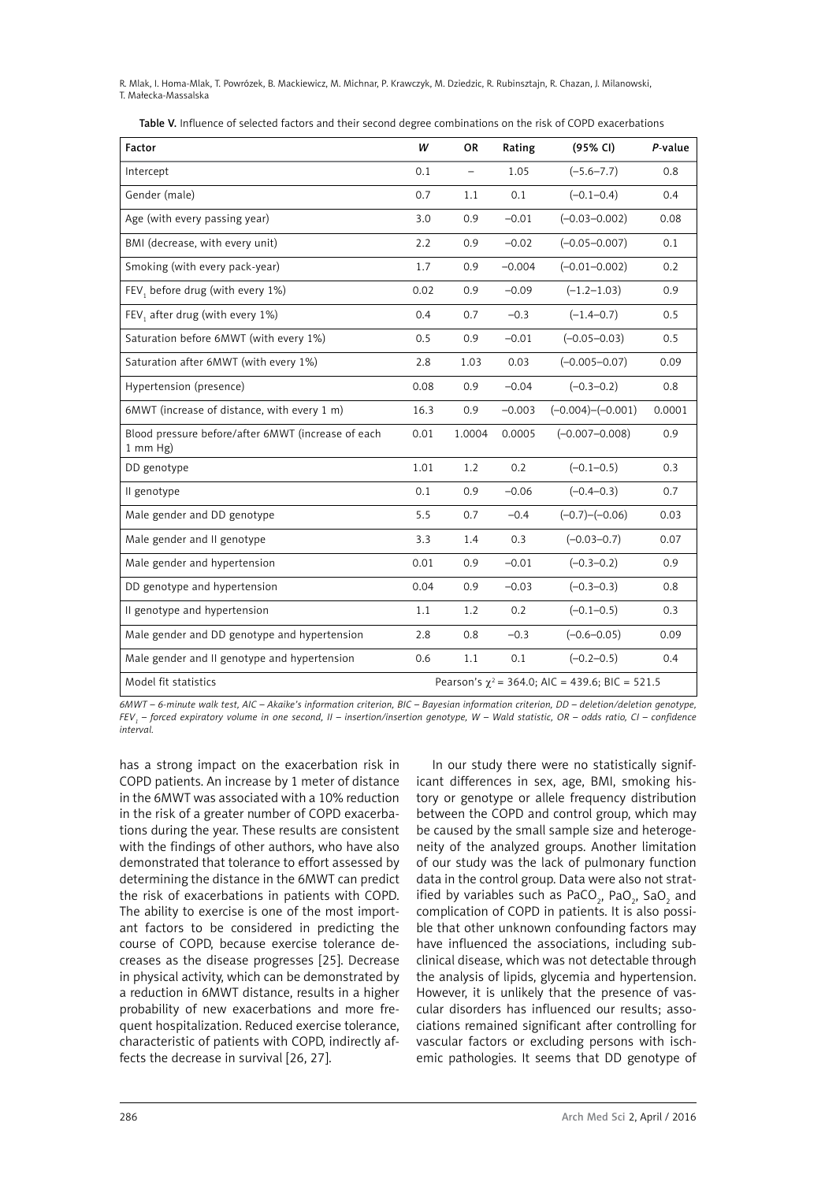**Table V.** Influence of selected factors and their second degree combinations on the risk of COPD exacerbations

| Factor | W | OR | Rating | (95% CI) | P-value |
|---|---|---|---|---|---|
| Intercept | 0.1 | – | 1.05 | (–5.6–7.7) | 0.8 |
| Gender (male) | 0.7 | 1.1 | 0.1 | (–0.1–0.4) | 0.4 |
| Age (with every passing year) | 3.0 | 0.9 | –0.01 | (–0.03–0.002) | 0.08 |
| BMI (decrease, with every unit) | 2.2 | 0.9 | –0.02 | (–0.05–0.007) | 0.1 |
| Smoking (with every pack-year) | 1.7 | 0.9 | –0.004 | (–0.01–0.002) | 0.2 |
| $FEV_1$ before drug (with every 1%) | 0.02 | 0.9 | –0.09 | (–1.2–1.03) | 0.9 |
| $FEV_1$ after drug (with every 1%) | 0.4 | 0.7 | –0.3 | (–1.4–0.7) | 0.5 |
| Saturation before 6MWT (with every 1%) | 0.5 | 0.9 | –0.01 | (–0.05–0.03) | 0.5 |
| Saturation after 6MWT (with every 1%) | 2.8 | 1.03 | 0.03 | (–0.005–0.07) | 0.09 |
| Hypertension (presence) | 0.08 | 0.9 | –0.04 | (–0.3–0.2) | 0.8 |
| 6MWT (increase of distance, with every 1 m) | 16.3 | 0.9 | –0.003 | (–0.004)–(–0.001) | 0.0001 |
| Blood pressure before/after 6MWT (increase of each 1 mm Hg) | 0.01 | 1.0004 | 0.0005 | (–0.007–0.008) | 0.9 |
| DD genotype | 1.01 | 1.2 | 0.2 | (–0.1–0.5) | 0.3 |
| II genotype | 0.1 | 0.9 | –0.06 | (–0.4–0.3) | 0.7 |
| Male gender and DD genotype | 5.5 | 0.7 | –0.4 | (–0.7)–(–0.06) | 0.03 |
| Male gender and II genotype | 3.3 | 1.4 | 0.3 | (–0.03–0.7) | 0.07 |
| Male gender and hypertension | 0.01 | 0.9 | –0.01 | (–0.3–0.2) | 0.9 |
| DD genotype and hypertension | 0.04 | 0.9 | –0.03 | (–0.3–0.3) | 0.8 |
| II genotype and hypertension | 1.1 | 1.2 | 0.2 | (–0.1–0.5) | 0.3 |
| Male gender and DD genotype and hypertension | 2.8 | 0.8 | –0.3 | (–0.6–0.05) | 0.09 |
| Male gender and II genotype and hypertension | 0.6 | 1.1 | 0.1 | (–0.2–0.5) | 0.4 |
| Model fit statistics | Pearson's $\chi^2$ = 364.0; AIC = 439.6; BIC = 521.5 | | | | |

*6MWT – 6-minute walk test, AIC – Akaike's information criterion, BIC – Bayesian information criterion, DD – deletion/deletion genotype, $FEV_1$ – forced expiratory volume in one second, II – insertion/insertion genotype, W – Wald statistic, OR – odds ratio, CI – confidence interval.*

has a strong impact on the exacerbation risk in COPD patients. An increase by 1 meter of distance in the 6MWT was associated with a 10% reduction in the risk of a greater number of COPD exacerbations during the year. These results are consistent with the findings of other authors, who have also demonstrated that tolerance to effort assessed by determining the distance in the 6MWT can predict the risk of exacerbations in patients with COPD. The ability to exercise is one of the most important factors to be considered in predicting the course of COPD, because exercise tolerance decreases as the disease progresses [25]. Decrease in physical activity, which can be demonstrated by a reduction in 6MWT distance, results in a higher probability of new exacerbations and more frequent hospitalization. Reduced exercise tolerance, characteristic of patients with COPD, indirectly affects the decrease in survival [26, 27].

In our study there were no statistically significant differences in sex, age, BMI, smoking history or genotype or allele frequency distribution between the COPD and control group, which may be caused by the small sample size and heterogeneity of the analyzed groups. Another limitation of our study was the lack of pulmonary function data in the control group. Data were also not stratified by variables such as $PaCO_2$, $PaO_2$, $SaO_2$ and complication of COPD in patients. It is also possible that other unknown confounding factors may have influenced the associations, including subclinical disease, which was not detectable through the analysis of lipids, glycemia and hypertension. However, it is unlikely that the presence of vascular disorders has influenced our results; associations remained significant after controlling for vascular factors or excluding persons with ischemic pathologies. It seems that DD genotype of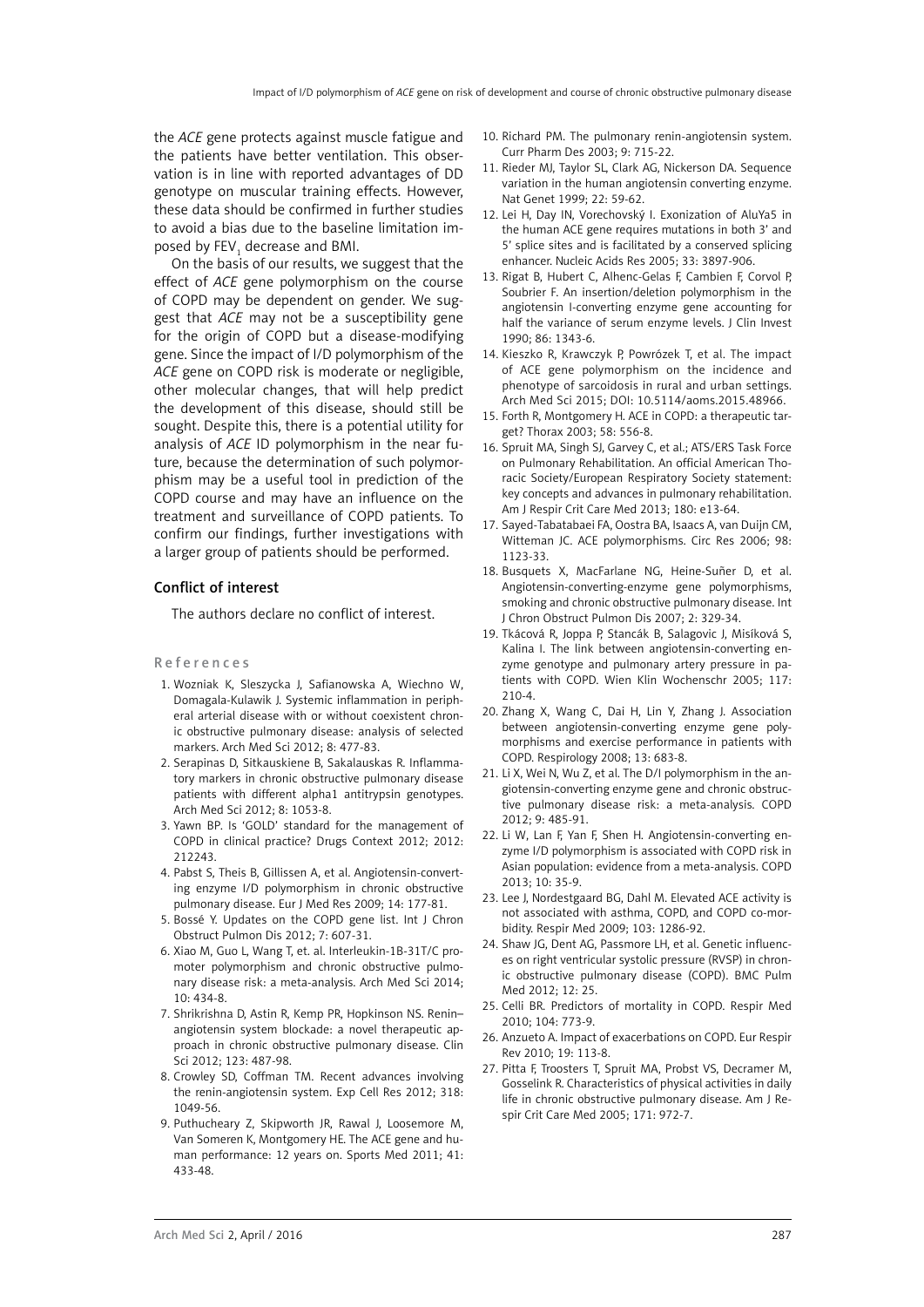the *ACE* gene protects against muscle fatigue and the patients have better ventilation. This observation is in line with reported advantages of DD genotype on muscular training effects. However, these data should be confirmed in further studies to avoid a bias due to the baseline limitation imposed by $FEV_1$ decrease and BMI.

On the basis of our results, we suggest that the effect of *ACE* gene polymorphism on the course of COPD may be dependent on gender. We suggest that *ACE* may not be a susceptibility gene for the origin of COPD but a disease-modifying gene. Since the impact of I/D polymorphism of the *ACE* gene on COPD risk is moderate or negligible, other molecular changes, that will help predict the development of this disease, should still be sought. Despite this, there is a potential utility for analysis of *ACE* ID polymorphism in the near future, because the determination of such polymorphism may be a useful tool in prediction of the COPD course and may have an influence on the treatment and surveillance of COPD patients. To confirm our findings, further investigations with a larger group of patients should be performed.

## Conflict of interest

The authors declare no conflict of interest.

## References

1. Wozniak K, Sleszycka J, Safianowska A, Wiechno W, Domagala-Kulawik J. Systemic inflammation in peripheral arterial disease with or without coexistent chronic obstructive pulmonary disease: analysis of selected markers. Arch Med Sci 2012; 8: 477-83.
2. Serapinas D, Sitkauskiene B, Sakalauskas R. Inflammatory markers in chronic obstructive pulmonary disease patients with different alpha1 antitrypsin genotypes. Arch Med Sci 2012; 8: 1053-8.
3. Yawn BP. Is 'GOLD' standard for the management of COPD in clinical practice? Drugs Context 2012; 2012: 212243.
4. Pabst S, Theis B, Gillissen A, et al. Angiotensin-converting enzyme I/D polymorphism in chronic obstructive pulmonary disease. Eur J Med Res 2009; 14: 177-81.
5. Bossé Y. Updates on the COPD gene list. Int J Chron Obstruct Pulmon Dis 2012; 7: 607-31.
6. Xiao M, Guo L, Wang T, et. al. Interleukin-1B-31T/C promoter polymorphism and chronic obstructive pulmonary disease risk: a meta-analysis. Arch Med Sci 2014; 10: 434-8.
7. Shrikrishna D, Astin R, Kemp PR, Hopkinson NS. Renin–angiotensin system blockade: a novel therapeutic approach in chronic obstructive pulmonary disease. Clin Sci 2012; 123: 487-98.
8. Crowley SD, Coffman TM. Recent advances involving the renin-angiotensin system. Exp Cell Res 2012; 318: 1049-56.
9. Puthucheary Z, Skipworth JR, Rawal J, Loosemore M, Van Someren K, Montgomery HE. The ACE gene and human performance: 12 years on. Sports Med 2011; 41: 433-48.
10. Richard PM. The pulmonary renin-angiotensin system. Curr Pharm Des 2003; 9: 715-22.
11. Rieder MJ, Taylor SL, Clark AG, Nickerson DA. Sequence variation in the human angiotensin converting enzyme. Nat Genet 1999; 22: 59-62.
12. Lei H, Day IN, Vorechovský I. Exonization of AluYa5 in the human ACE gene requires mutations in both 3' and 5' splice sites and is facilitated by a conserved splicing enhancer. Nucleic Acids Res 2005; 33: 3897-906.
13. Rigat B, Hubert C, Alhenc-Gelas F, Cambien F, Corvol P, Soubrier F. An insertion/deletion polymorphism in the angiotensin I-converting enzyme gene accounting for half the variance of serum enzyme levels. J Clin Invest 1990; 86: 1343-6.
14. Kieszko R, Krawczyk P, Powrózek T, et al. The impact of ACE gene polymorphism on the incidence and phenotype of sarcoidosis in rural and urban settings. Arch Med Sci 2015; DOI: 10.5114/aoms.2015.48966.
15. Forth R, Montgomery H. ACE in COPD: a therapeutic target? Thorax 2003; 58: 556-8.
16. Spruit MA, Singh SJ, Garvey C, et al.; ATS/ERS Task Force on Pulmonary Rehabilitation. An official American Thoracic Society/European Respiratory Society statement: key concepts and advances in pulmonary rehabilitation. Am J Respir Crit Care Med 2013; 180: e13-64.
17. Sayed-Tabatabaei FA, Oostra BA, Isaacs A, van Duijn CM, Witteman JC. ACE polymorphisms. Circ Res 2006; 98: 1123-33.
18. Busquets X, MacFarlane NG, Heine-Suñer D, et al. Angiotensin-converting-enzyme gene polymorphisms, smoking and chronic obstructive pulmonary disease. Int J Chron Obstruct Pulmon Dis 2007; 2: 329-34.
19. Tkácová R, Joppa P, Stancák B, Salagovic J, Misíková S, Kalina I. The link between angiotensin-converting enzyme genotype and pulmonary artery pressure in patients with COPD. Wien Klin Wochenschr 2005; 117: 210-4.
20. Zhang X, Wang C, Dai H, Lin Y, Zhang J. Association between angiotensin-converting enzyme gene polymorphisms and exercise performance in patients with COPD. Respirology 2008; 13: 683-8.
21. Li X, Wei N, Wu Z, et al. The D/I polymorphism in the angiotensin-converting enzyme gene and chronic obstructive pulmonary disease risk: a meta-analysis. COPD 2012; 9: 485-91.
22. Li W, Lan F, Yan F, Shen H. Angiotensin-converting enzyme I/D polymorphism is associated with COPD risk in Asian population: evidence from a meta-analysis. COPD 2013; 10: 35-9.
23. Lee J, Nordestgaard BG, Dahl M. Elevated ACE activity is not associated with asthma, COPD, and COPD co-morbidity. Respir Med 2009; 103: 1286-92.
24. Shaw JG, Dent AG, Passmore LH, et al. Genetic influences on right ventricular systolic pressure (RVSP) in chronic obstructive pulmonary disease (COPD). BMC Pulm Med 2012; 12: 25.
25. Celli BR. Predictors of mortality in COPD. Respir Med 2010; 104: 773-9.
26. Anzueto A. Impact of exacerbations on COPD. Eur Respir Rev 2010; 19: 113-8.
27. Pitta F, Troosters T, Spruit MA, Probst VS, Decramer M, Gosselink R. Characteristics of physical activities in daily life in chronic obstructive pulmonary disease. Am J Respir Crit Care Med 2005; 171: 972-7.